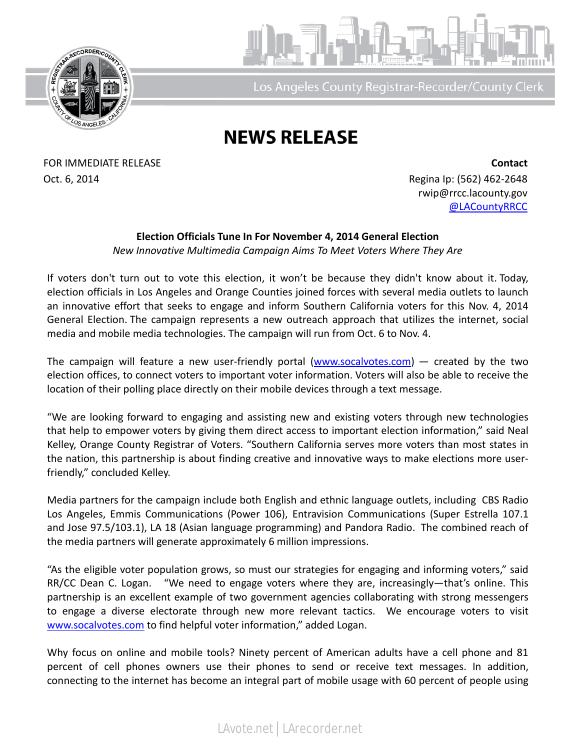Los Angeles County Registrar-Recorder/County Clerk

# NEWS RELEASE

FOR IMMEDIATE RELEASE
Oct. 6, 2014

**Contact**
Regina Ip: (562) 462-2648
rwip@rrcc.lacounty.gov
@LACountyRRCC

**Election Officials Tune In For November 4, 2014 General Election**
*New Innovative Multimedia Campaign Aims To Meet Voters Where They Are*

If voters don't turn out to vote this election, it won't be because they didn't know about it. Today, election officials in Los Angeles and Orange Counties joined forces with several media outlets to launch an innovative effort that seeks to engage and inform Southern California voters for this Nov. 4, 2014 General Election. The campaign represents a new outreach approach that utilizes the internet, social media and mobile media technologies. The campaign will run from Oct. 6 to Nov. 4.

The campaign will feature a new user-friendly portal (www.socalvotes.com) — created by the two election offices, to connect voters to important voter information. Voters will also be able to receive the location of their polling place directly on their mobile devices through a text message.

"We are looking forward to engaging and assisting new and existing voters through new technologies that help to empower voters by giving them direct access to important election information," said Neal Kelley, Orange County Registrar of Voters. "Southern California serves more voters than most states in the nation, this partnership is about finding creative and innovative ways to make elections more user-friendly," concluded Kelley.

Media partners for the campaign include both English and ethnic language outlets, including CBS Radio Los Angeles, Emmis Communications (Power 106), Entravision Communications (Super Estrella 107.1 and Jose 97.5/103.1), LA 18 (Asian language programming) and Pandora Radio. The combined reach of the media partners will generate approximately 6 million impressions.

"As the eligible voter population grows, so must our strategies for engaging and informing voters," said RR/CC Dean C. Logan. "We need to engage voters where they are, increasingly—that's online. This partnership is an excellent example of two government agencies collaborating with strong messengers to engage a diverse electorate through new more relevant tactics. We encourage voters to visit www.socalvotes.com to find helpful voter information," added Logan.

Why focus on online and mobile tools? Ninety percent of American adults have a cell phone and 81 percent of cell phones owners use their phones to send or receive text messages. In addition, connecting to the internet has become an integral part of mobile usage with 60 percent of people using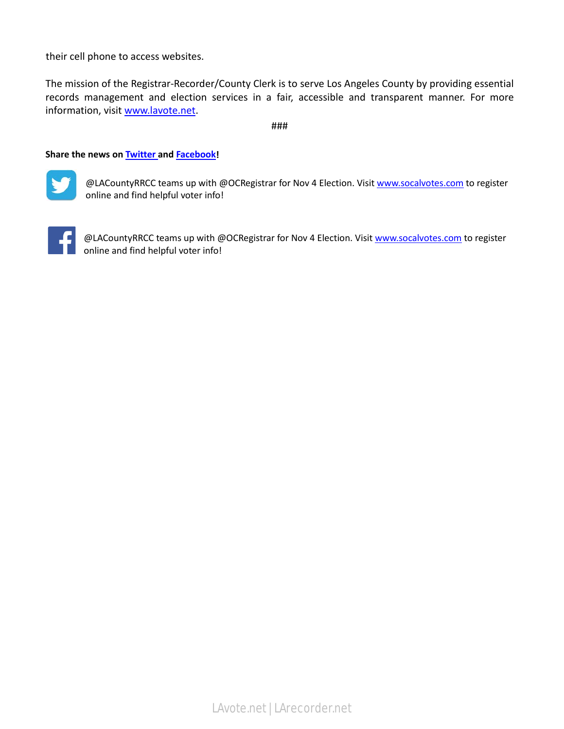their cell phone to access websites.

The mission of the Registrar-Recorder/County Clerk is to serve Los Angeles County by providing essential records management and election services in a fair, accessible and transparent manner. For more information, visit www.lavote.net.

###

**Share the news on Twitter and Facebook!**

@LACountyRRCC teams up with @OCRegistrar for Nov 4 Election. Visit www.socalvotes.com to register online and find helpful voter info!

@LACountyRRCC teams up with @OCRegistrar for Nov 4 Election. Visit www.socalvotes.com to register online and find helpful voter info!